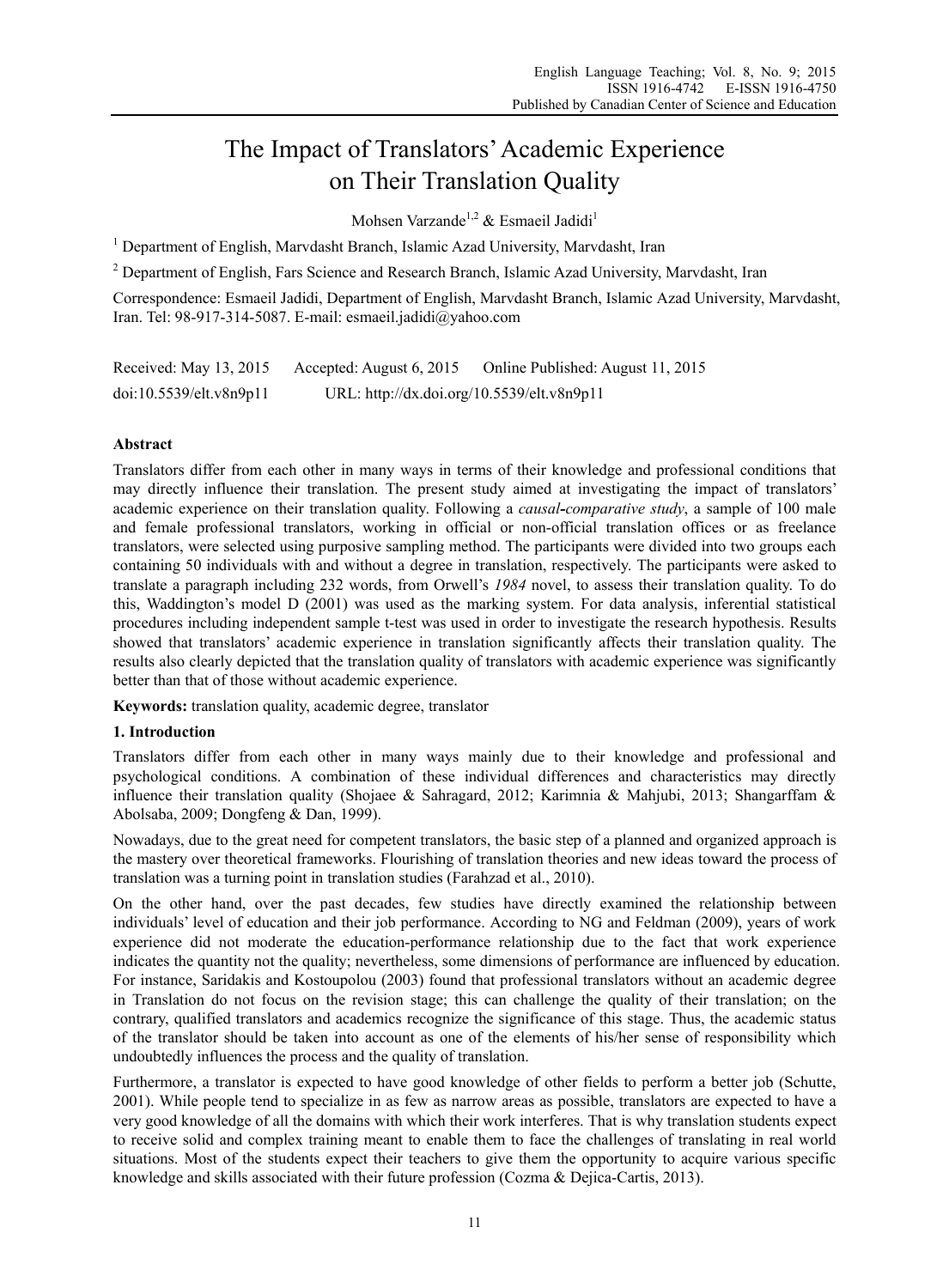# The Impact of Translators' Academic Experience on Their Translation Quality

Mohsen Varzande[1,2] & Esmaeil Jadidi[1]

[1] Department of English, Marvdasht Branch, Islamic Azad University, Marvdasht, Iran

[2] Department of English, Fars Science and Research Branch, Islamic Azad University, Marvdasht, Iran

Correspondence: Esmaeil Jadidi, Department of English, Marvdasht Branch, Islamic Azad University, Marvdasht, Iran. Tel: 98-917-314-5087. E-mail: esmaeil.jadidi@yahoo.com

Received: May 13, 2015 Accepted: August 6, 2015 Online Published: August 11, 2015

doi:10.5539/elt.v8n9p11 URL: http://dx.doi.org/10.5539/elt.v8n9p11

## Abstract

Translators differ from each other in many ways in terms of their knowledge and professional conditions that may directly influence their translation. The present study aimed at investigating the impact of translators' academic experience on their translation quality. Following a *causal-comparative study*, a sample of 100 male and female professional translators, working in official or non-official translation offices or as freelance translators, were selected using purposive sampling method. The participants were divided into two groups each containing 50 individuals with and without a degree in translation, respectively. The participants were asked to translate a paragraph including 232 words, from Orwell's *1984* novel, to assess their translation quality. To do this, Waddington's model D (2001) was used as the marking system. For data analysis, inferential statistical procedures including independent sample t-test was used in order to investigate the research hypothesis. Results showed that translators' academic experience in translation significantly affects their translation quality. The results also clearly depicted that the translation quality of translators with academic experience was significantly better than that of those without academic experience.

**Keywords:** translation quality, academic degree, translator

## 1. Introduction

Translators differ from each other in many ways mainly due to their knowledge and professional and psychological conditions. A combination of these individual differences and characteristics may directly influence their translation quality (Shojaee & Sahragard, 2012; Karimnia & Mahjubi, 2013; Shangarffam & Abolsaba, 2009; Dongfeng & Dan, 1999).

Nowadays, due to the great need for competent translators, the basic step of a planned and organized approach is the mastery over theoretical frameworks. Flourishing of translation theories and new ideas toward the process of translation was a turning point in translation studies (Farahzad et al., 2010).

On the other hand, over the past decades, few studies have directly examined the relationship between individuals' level of education and their job performance. According to NG and Feldman (2009), years of work experience did not moderate the education-performance relationship due to the fact that work experience indicates the quantity not the quality; nevertheless, some dimensions of performance are influenced by education. For instance, Saridakis and Kostoupolou (2003) found that professional translators without an academic degree in Translation do not focus on the revision stage; this can challenge the quality of their translation; on the contrary, qualified translators and academics recognize the significance of this stage. Thus, the academic status of the translator should be taken into account as one of the elements of his/her sense of responsibility which undoubtedly influences the process and the quality of translation.

Furthermore, a translator is expected to have good knowledge of other fields to perform a better job (Schutte, 2001). While people tend to specialize in as few as narrow areas as possible, translators are expected to have a very good knowledge of all the domains with which their work interferes. That is why translation students expect to receive solid and complex training meant to enable them to face the challenges of translating in real world situations. Most of the students expect their teachers to give them the opportunity to acquire various specific knowledge and skills associated with their future profession (Cozma & Dejica-Cartis, 2013).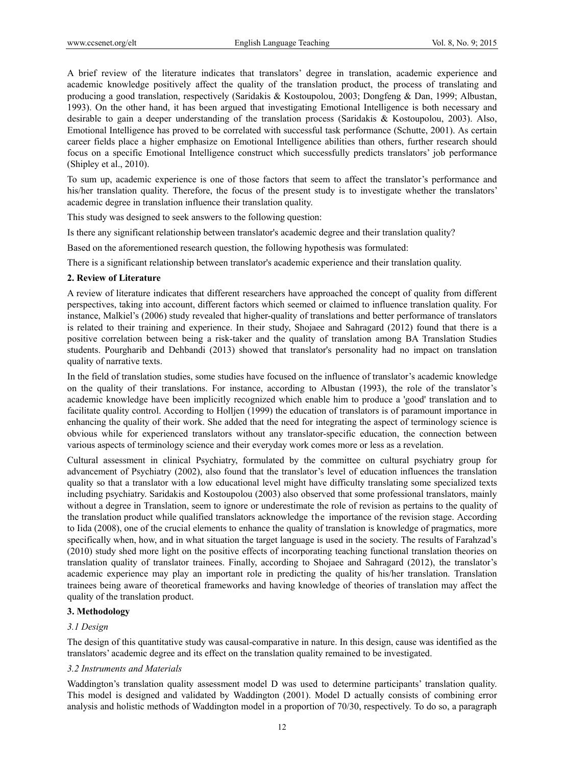A brief review of the literature indicates that translators' degree in translation, academic experience and academic knowledge positively affect the quality of the translation product, the process of translating and producing a good translation, respectively (Saridakis & Kostoupolou, 2003; Dongfeng & Dan, 1999; Albustan, 1993). On the other hand, it has been argued that investigating Emotional Intelligence is both necessary and desirable to gain a deeper understanding of the translation process (Saridakis & Kostoupolou, 2003). Also, Emotional Intelligence has proved to be correlated with successful task performance (Schutte, 2001). As certain career fields place a higher emphasize on Emotional Intelligence abilities than others, further research should focus on a specific Emotional Intelligence construct which successfully predicts translators' job performance (Shipley et al., 2010).

To sum up, academic experience is one of those factors that seem to affect the translator's performance and his/her translation quality. Therefore, the focus of the present study is to investigate whether the translators' academic degree in translation influence their translation quality.

This study was designed to seek answers to the following question:

Is there any significant relationship between translator's academic degree and their translation quality?

Based on the aforementioned research question, the following hypothesis was formulated:

There is a significant relationship between translator's academic experience and their translation quality.

## 2. Review of Literature

A review of literature indicates that different researchers have approached the concept of quality from different perspectives, taking into account, different factors which seemed or claimed to influence translation quality. For instance, Malkiel's (2006) study revealed that higher-quality of translations and better performance of translators is related to their training and experience. In their study, Shojaee and Sahragard (2012) found that there is a positive correlation between being a risk-taker and the quality of translation among BA Translation Studies students. Pourgharib and Dehbandi (2013) showed that translator's personality had no impact on translation quality of narrative texts.

In the field of translation studies, some studies have focused on the influence of translator's academic knowledge on the quality of their translations. For instance, according to Albustan (1993), the role of the translator's academic knowledge have been implicitly recognized which enable him to produce a 'good' translation and to facilitate quality control. According to Holljen (1999) the education of translators is of paramount importance in enhancing the quality of their work. She added that the need for integrating the aspect of terminology science is obvious while for experienced translators without any translator-specific education, the connection between various aspects of terminology science and their everyday work comes more or less as a revelation.

Cultural assessment in clinical Psychiatry, formulated by the committee on cultural psychiatry group for advancement of Psychiatry (2002), also found that the translator's level of education influences the translation quality so that a translator with a low educational level might have difficulty translating some specialized texts including psychiatry. Saridakis and Kostoupolou (2003) also observed that some professional translators, mainly without a degree in Translation, seem to ignore or underestimate the role of revision as pertains to the quality of the translation product while qualified translators acknowledge the importance of the revision stage. According to Iida (2008), one of the crucial elements to enhance the quality of translation is knowledge of pragmatics, more specifically when, how, and in what situation the target language is used in the society. The results of Farahzad's (2010) study shed more light on the positive effects of incorporating teaching functional translation theories on translation quality of translator trainees. Finally, according to Shojaee and Sahragard (2012), the translator's academic experience may play an important role in predicting the quality of his/her translation. Translation trainees being aware of theoretical frameworks and having knowledge of theories of translation may affect the quality of the translation product.

## 3. Methodology

### *3.1 Design*

The design of this quantitative study was causal-comparative in nature. In this design, cause was identified as the translators' academic degree and its effect on the translation quality remained to be investigated.

### *3.2 Instruments and Materials*

Waddington's translation quality assessment model D was used to determine participants' translation quality. This model is designed and validated by Waddington (2001). Model D actually consists of combining error analysis and holistic methods of Waddington model in a proportion of 70/30, respectively. To do so, a paragraph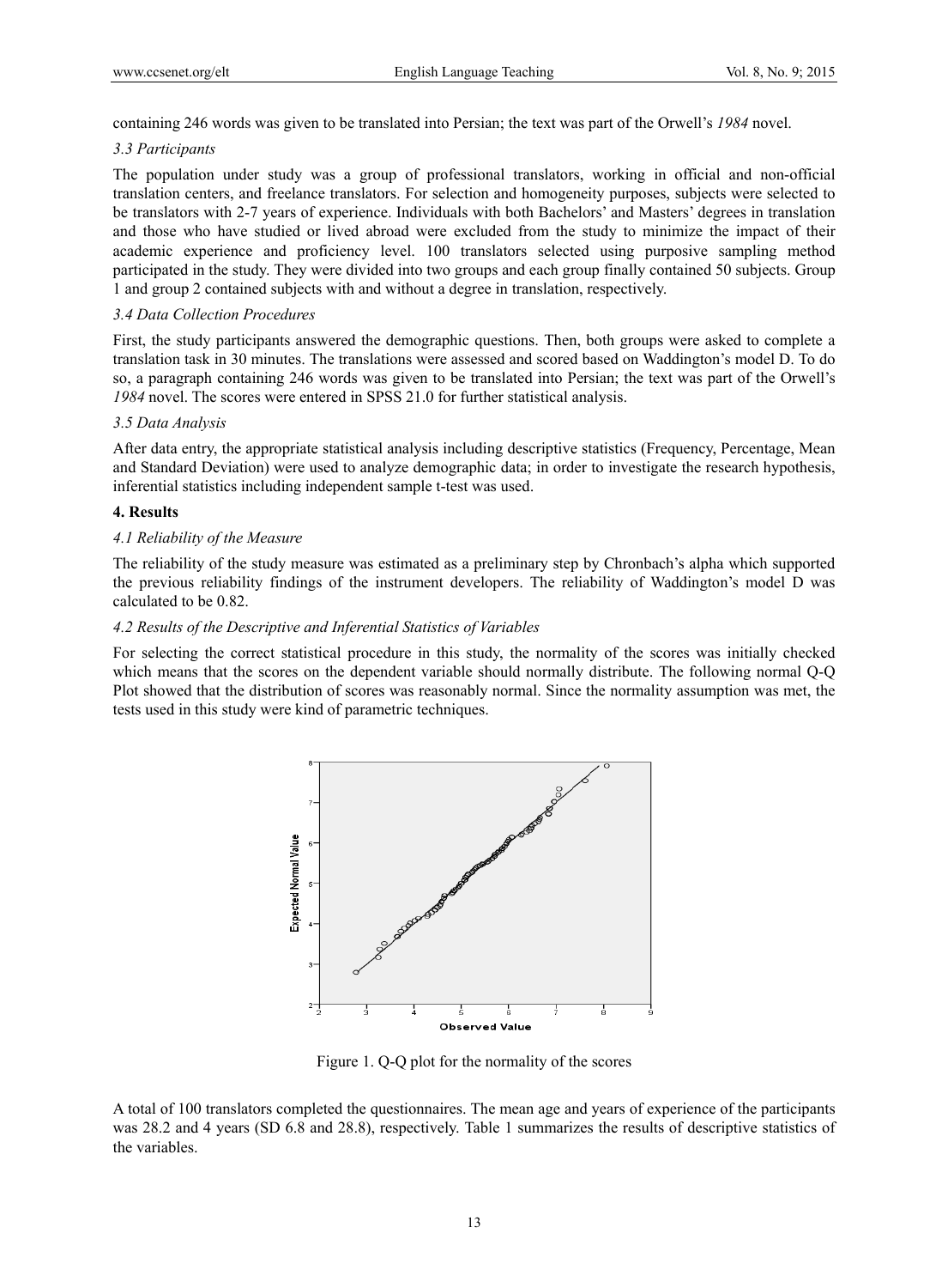containing 246 words was given to be translated into Persian; the text was part of the Orwell's *1984* novel.

### *3.3 Participants*

The population under study was a group of professional translators, working in official and non-official translation centers, and freelance translators. For selection and homogeneity purposes, subjects were selected to be translators with 2-7 years of experience. Individuals with both Bachelors' and Masters' degrees in translation and those who have studied or lived abroad were excluded from the study to minimize the impact of their academic experience and proficiency level. 100 translators selected using purposive sampling method participated in the study. They were divided into two groups and each group finally contained 50 subjects. Group 1 and group 2 contained subjects with and without a degree in translation, respectively.

### *3.4 Data Collection Procedures*

First, the study participants answered the demographic questions. Then, both groups were asked to complete a translation task in 30 minutes. The translations were assessed and scored based on Waddington's model D. To do so, a paragraph containing 246 words was given to be translated into Persian; the text was part of the Orwell's *1984* novel. The scores were entered in SPSS 21.0 for further statistical analysis.

### *3.5 Data Analysis*

After data entry, the appropriate statistical analysis including descriptive statistics (Frequency, Percentage, Mean and Standard Deviation) were used to analyze demographic data; in order to investigate the research hypothesis, inferential statistics including independent sample t-test was used.

## 4. Results

### *4.1 Reliability of the Measure*

The reliability of the study measure was estimated as a preliminary step by Chronbach's alpha which supported the previous reliability findings of the instrument developers. The reliability of Waddington's model D was calculated to be 0.82.

### *4.2 Results of the Descriptive and Inferential Statistics of Variables*

For selecting the correct statistical procedure in this study, the normality of the scores was initially checked which means that the scores on the dependent variable should normally distribute. The following normal Q-Q Plot showed that the distribution of scores was reasonably normal. Since the normality assumption was met, the tests used in this study were kind of parametric techniques.

Figure 1. Q-Q plot for the normality of the scores

A total of 100 translators completed the questionnaires. The mean age and years of experience of the participants was 28.2 and 4 years (SD 6.8 and 28.8), respectively. Table 1 summarizes the results of descriptive statistics of the variables.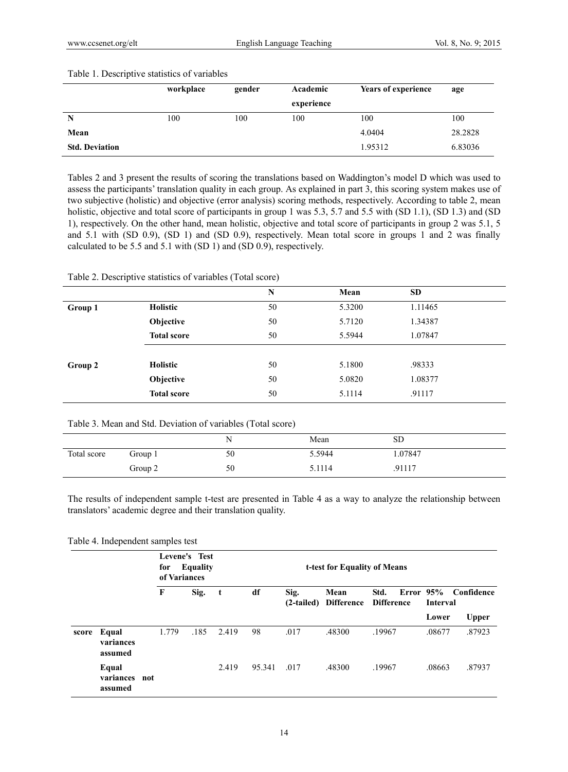Table 1. Descriptive statistics of variables

| | workplace | gender | Academic experience | Years of experience | age |
|---|---|---|---|---|---|
| **N** | 100 | 100 | 100 | 100 | 100 |
| **Mean** | | | | 4.0404 | 28.2828 |
| **Std. Deviation** | | | | 1.95312 | 6.83036 |

Tables 2 and 3 present the results of scoring the translations based on Waddington's model D which was used to assess the participants' translation quality in each group. As explained in part 3, this scoring system makes use of two subjective (holistic) and objective (error analysis) scoring methods, respectively. According to table 2, mean holistic, objective and total score of participants in group 1 was 5.3, 5.7 and 5.5 with (SD 1.1), (SD 1.3) and (SD 1), respectively. On the other hand, mean holistic, objective and total score of participants in group 2 was 5.1, 5 and 5.1 with (SD 0.9), (SD 1) and (SD 0.9), respectively. Mean total score in groups 1 and 2 was finally calculated to be 5.5 and 5.1 with (SD 1) and (SD 0.9), respectively.

Table 2. Descriptive statistics of variables (Total score)

| | | N | Mean | SD |
|---|---|---|---|---|
| **Group 1** | **Holistic** | 50 | 5.3200 | 1.11465 |
| | **Objective** | 50 | 5.7120 | 1.34387 |
| | **Total score** | 50 | 5.5944 | 1.07847 |
| **Group 2** | **Holistic** | 50 | 5.1800 | .98333 |
| | **Objective** | 50 | 5.0820 | 1.08377 |
| | **Total score** | 50 | 5.1114 | .91117 |

Table 3. Mean and Std. Deviation of variables (Total score)

| | | N | Mean | SD |
|---|---|---|---|---|
| Total score | Group 1 | 50 | 5.5944 | 1.07847 |
| | Group 2 | 50 | 5.1114 | .91117 |

The results of independent sample t-test are presented in Table 4 as a way to analyze the relationship between translators' academic degree and their translation quality.

Table 4. Independent samples test

| | | Levene's Test for Equality of Variances | | t-test for Equality of Means | | | | | | |
|---|---|---|---|---|---|---|---|---|---|---|
| | | **F** | **Sig.** | **t** | **df** | **Sig. (2-tailed)** | **Mean Difference** | **Std. Error Difference** | **95% Confidence Interval** | |
| | | | | | | | | | **Lower** | **Upper** |
| **score** | **Equal variances assumed** | 1.779 | .185 | 2.419 | 98 | .017 | .48300 | .19967 | .08677 | .87923 |
| | **Equal variances not assumed** | | | 2.419 | 95.341 | .017 | .48300 | .19967 | .08663 | .87937 |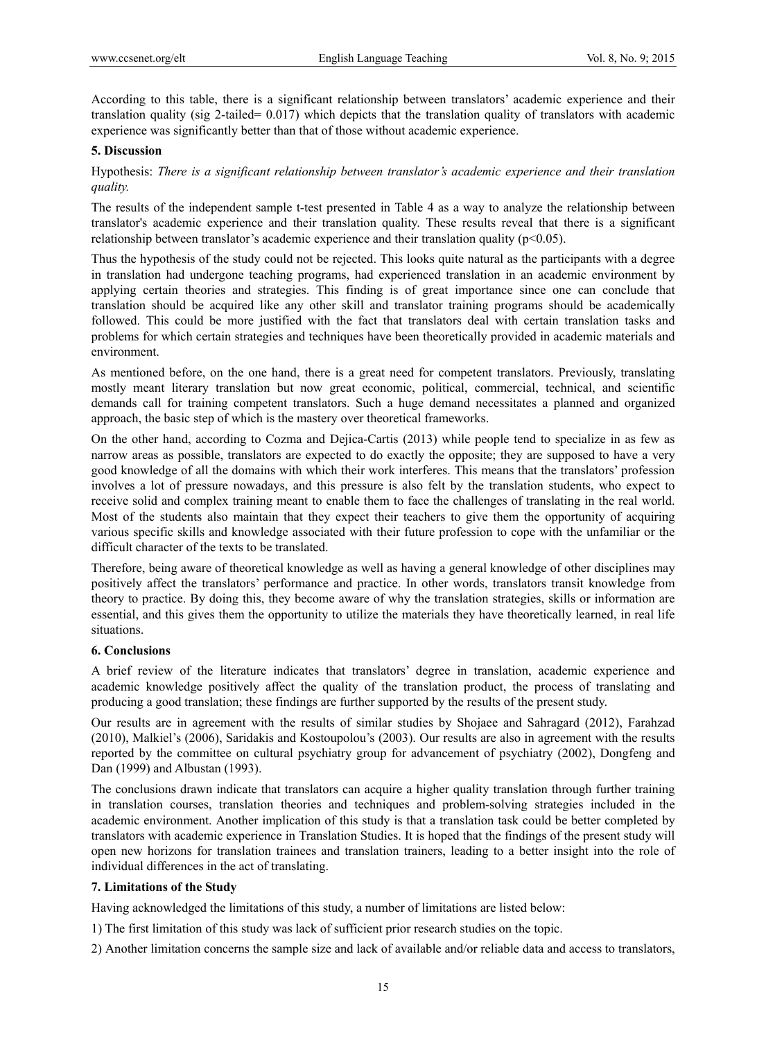According to this table, there is a significant relationship between translators' academic experience and their translation quality (sig 2-tailed= 0.017) which depicts that the translation quality of translators with academic experience was significantly better than that of those without academic experience.

## 5. Discussion

Hypothesis: *There is a significant relationship between translator's academic experience and their translation quality.*

The results of the independent sample t-test presented in Table 4 as a way to analyze the relationship between translator's academic experience and their translation quality. These results reveal that there is a significant relationship between translator's academic experience and their translation quality ($p<0.05$).

Thus the hypothesis of the study could not be rejected. This looks quite natural as the participants with a degree in translation had undergone teaching programs, had experienced translation in an academic environment by applying certain theories and strategies. This finding is of great importance since one can conclude that translation should be acquired like any other skill and translator training programs should be academically followed. This could be more justified with the fact that translators deal with certain translation tasks and problems for which certain strategies and techniques have been theoretically provided in academic materials and environment.

As mentioned before, on the one hand, there is a great need for competent translators. Previously, translating mostly meant literary translation but now great economic, political, commercial, technical, and scientific demands call for training competent translators. Such a huge demand necessitates a planned and organized approach, the basic step of which is the mastery over theoretical frameworks.

On the other hand, according to Cozma and Dejica-Cartis (2013) while people tend to specialize in as few as narrow areas as possible, translators are expected to do exactly the opposite; they are supposed to have a very good knowledge of all the domains with which their work interferes. This means that the translators' profession involves a lot of pressure nowadays, and this pressure is also felt by the translation students, who expect to receive solid and complex training meant to enable them to face the challenges of translating in the real world. Most of the students also maintain that they expect their teachers to give them the opportunity of acquiring various specific skills and knowledge associated with their future profession to cope with the unfamiliar or the difficult character of the texts to be translated.

Therefore, being aware of theoretical knowledge as well as having a general knowledge of other disciplines may positively affect the translators' performance and practice. In other words, translators transit knowledge from theory to practice. By doing this, they become aware of why the translation strategies, skills or information are essential, and this gives them the opportunity to utilize the materials they have theoretically learned, in real life situations.

## 6. Conclusions

A brief review of the literature indicates that translators' degree in translation, academic experience and academic knowledge positively affect the quality of the translation product, the process of translating and producing a good translation; these findings are further supported by the results of the present study.

Our results are in agreement with the results of similar studies by Shojaee and Sahragard (2012), Farahzad (2010), Malkiel's (2006), Saridakis and Kostoupolou's (2003). Our results are also in agreement with the results reported by the committee on cultural psychiatry group for advancement of psychiatry (2002), Dongfeng and Dan (1999) and Albustan (1993).

The conclusions drawn indicate that translators can acquire a higher quality translation through further training in translation courses, translation theories and techniques and problem-solving strategies included in the academic environment. Another implication of this study is that a translation task could be better completed by translators with academic experience in Translation Studies. It is hoped that the findings of the present study will open new horizons for translation trainees and translation trainers, leading to a better insight into the role of individual differences in the act of translating.

## 7. Limitations of the Study

Having acknowledged the limitations of this study, a number of limitations are listed below:

1) The first limitation of this study was lack of sufficient prior research studies on the topic.

2) Another limitation concerns the sample size and lack of available and/or reliable data and access to translators,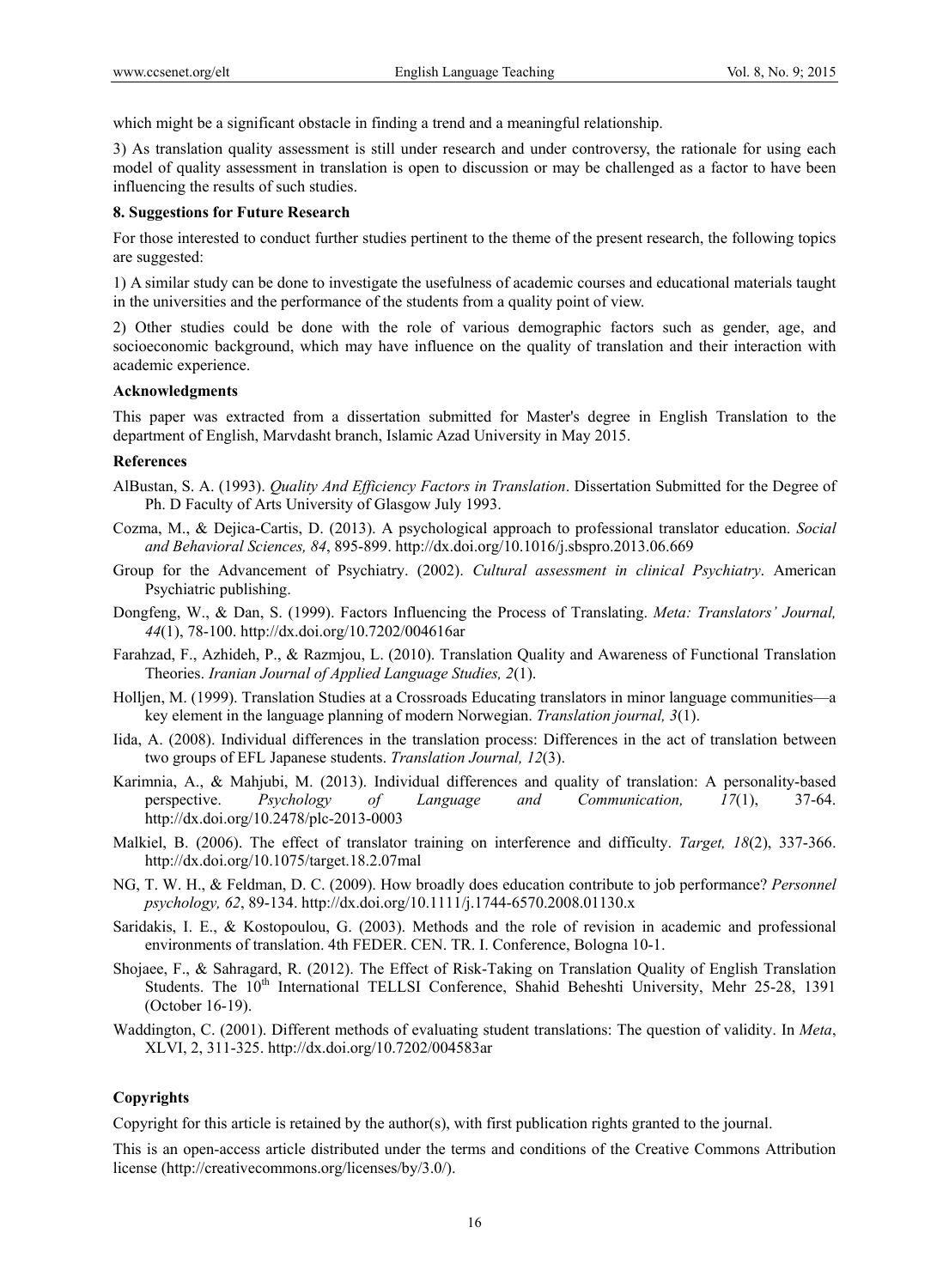which might be a significant obstacle in finding a trend and a meaningful relationship.

3) As translation quality assessment is still under research and under controversy, the rationale for using each model of quality assessment in translation is open to discussion or may be challenged as a factor to have been influencing the results of such studies.

## 8. Suggestions for Future Research

For those interested to conduct further studies pertinent to the theme of the present research, the following topics are suggested:

1) A similar study can be done to investigate the usefulness of academic courses and educational materials taught in the universities and the performance of the students from a quality point of view.

2) Other studies could be done with the role of various demographic factors such as gender, age, and socioeconomic background, which may have influence on the quality of translation and their interaction with academic experience.

## Acknowledgments

This paper was extracted from a dissertation submitted for Master's degree in English Translation to the department of English, Marvdasht branch, Islamic Azad University in May 2015.

## References

AlBustan, S. A. (1993). *Quality And Efficiency Factors in Translation*. Dissertation Submitted for the Degree of Ph. D Faculty of Arts University of Glasgow July 1993.

Cozma, M., & Dejica-Cartis, D. (2013). A psychological approach to professional translator education. *Social and Behavioral Sciences, 84*, 895-899. http://dx.doi.org/10.1016/j.sbspro.2013.06.669

Group for the Advancement of Psychiatry. (2002). *Cultural assessment in clinical Psychiatry*. American Psychiatric publishing.

Dongfeng, W., & Dan, S. (1999). Factors Influencing the Process of Translating. *Meta: Translators' Journal, 44*(1), 78-100. http://dx.doi.org/10.7202/004616ar

Farahzad, F., Azhideh, P., & Razmjou, L. (2010). Translation Quality and Awareness of Functional Translation Theories. *Iranian Journal of Applied Language Studies, 2*(1).

Holljen, M. (1999). Translation Studies at a Crossroads Educating translators in minor language communities—a key element in the language planning of modern Norwegian. *Translation journal, 3*(1).

Iida, A. (2008). Individual differences in the translation process: Differences in the act of translation between two groups of EFL Japanese students. *Translation Journal, 12*(3).

Karimnia, A., & Mahjubi, M. (2013). Individual differences and quality of translation: A personality-based perspective. *Psychology of Language and Communication, 17*(1), 37-64. http://dx.doi.org/10.2478/plc-2013-0003

Malkiel, B. (2006). The effect of translator training on interference and difficulty. *Target, 18*(2), 337-366. http://dx.doi.org/10.1075/target.18.2.07mal

NG, T. W. H., & Feldman, D. C. (2009). How broadly does education contribute to job performance? *Personnel psychology, 62*, 89-134. http://dx.doi.org/10.1111/j.1744-6570.2008.01130.x

Saridakis, I. E., & Kostopoulou, G. (2003). Methods and the role of revision in academic and professional environments of translation. 4th FEDER. CEN. TR. I. Conference, Bologna 10-1.

Shojaee, F., & Sahragard, R. (2012). The Effect of Risk-Taking on Translation Quality of English Translation Students. The 10th International TELLSI Conference, Shahid Beheshti University, Mehr 25-28, 1391 (October 16-19).

Waddington, C. (2001). Different methods of evaluating student translations: The question of validity. In *Meta*, XLVI, 2, 311-325. http://dx.doi.org/10.7202/004583ar

## Copyrights

Copyright for this article is retained by the author(s), with first publication rights granted to the journal.

This is an open-access article distributed under the terms and conditions of the Creative Commons Attribution license (http://creativecommons.org/licenses/by/3.0/).